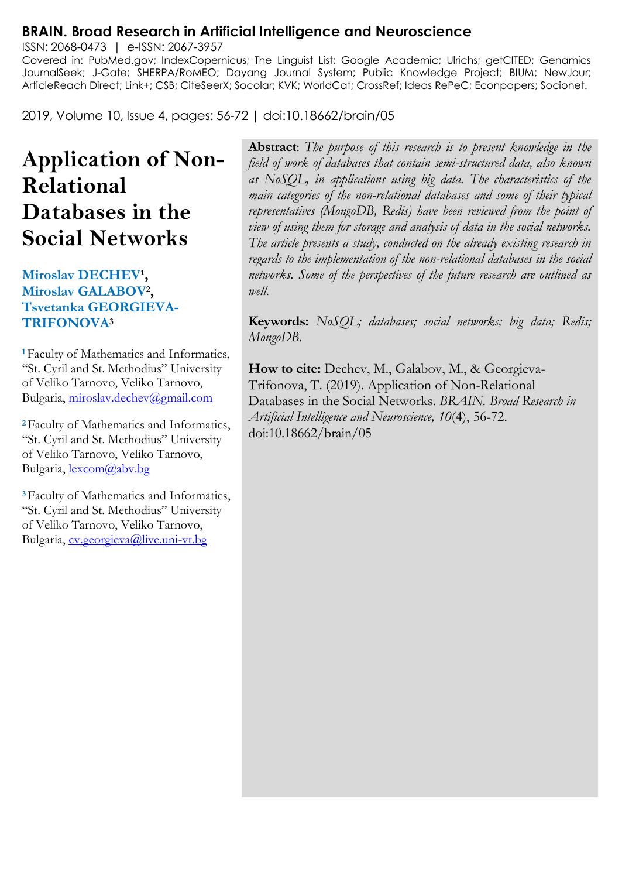**BRAIN. Broad Research in Artificial Intelligence and Neuroscience**
ISSN: 2068-0473 | e-ISSN: 2067-3957
Covered in: PubMed.gov; IndexCopernicus; The Linguist List; Google Academic; Ulrichs; getCITED; Genamics JournalSeek; J-Gate; SHERPA/RoMEO; Dayang Journal System; Public Knowledge Project; BIUM; NewJour; ArticleReach Direct; Link+; CSB; CiteSeerX; Socolar; KVK; WorldCat; CrossRef; Ideas RePeC; Econpapers; Socionet.

2019, Volume 10, Issue 4, pages: 56-72 | doi:10.18662/brain/05

# Application of Non-Relational Databases in the Social Networks

**Miroslav DECHEV**[1], **Miroslav GALABOV**[2], **Tsvetanka GEORGIEVA-TRIFONOVA**[3]

[1] Faculty of Mathematics and Informatics, "St. Cyril and St. Methodius" University of Veliko Tarnovo, Veliko Tarnovo, Bulgaria, miroslav.dechev@gmail.com

[2] Faculty of Mathematics and Informatics, "St. Cyril and St. Methodius" University of Veliko Tarnovo, Veliko Tarnovo, Bulgaria, lexcom@abv.bg

[3] Faculty of Mathematics and Informatics, "St. Cyril and St. Methodius" University of Veliko Tarnovo, Veliko Tarnovo, Bulgaria, cv.georgieva@live.uni-vt.bg

**Abstract**: *The purpose of this research is to present knowledge in the field of work of databases that contain semi-structured data, also known as NoSQL, in applications using big data. The characteristics of the main categories of the non-relational databases and some of their typical representatives (MongoDB, Redis) have been reviewed from the point of view of using them for storage and analysis of data in the social networks. The article presents a study, conducted on the already existing research in regards to the implementation of the non-relational databases in the social networks. Some of the perspectives of the future research are outlined as well.*

**Keywords:** *NoSQL; databases; social networks; big data; Redis; MongoDB.*

**How to cite:** Dechev, M., Galabov, M., & Georgieva-Trifonova, T. (2019). Application of Non-Relational Databases in the Social Networks. *BRAIN. Broad Research in Artificial Intelligence and Neuroscience, 10*(4), 56-72. doi:10.18662/brain/05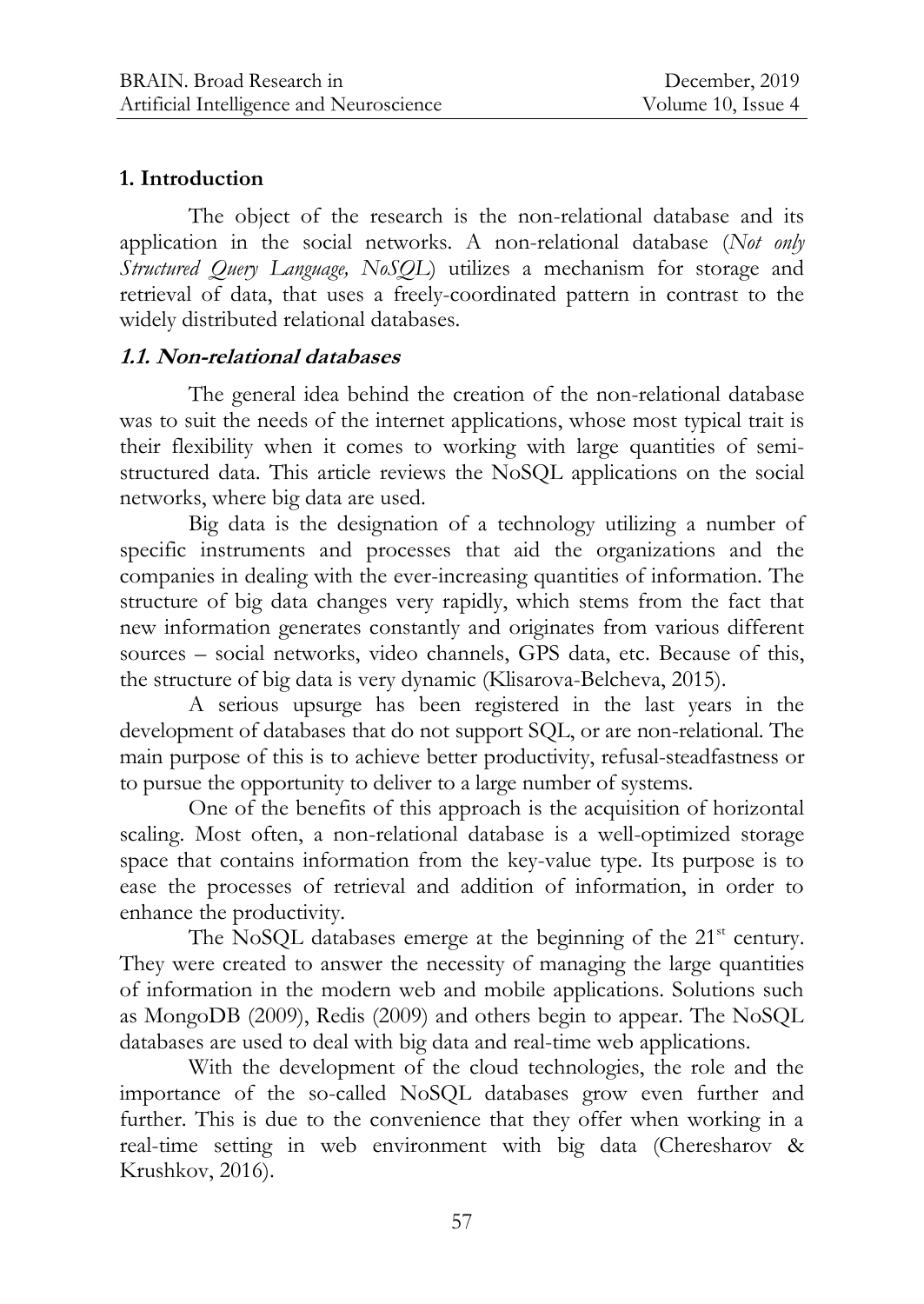## 1. Introduction

The object of the research is the non-relational database and its application in the social networks. A non-relational database (*Not only Structured Query Language, NoSQL*) utilizes a mechanism for storage and retrieval of data, that uses a freely-coordinated pattern in contrast to the widely distributed relational databases.

### 1.1. Non-relational databases

The general idea behind the creation of the non-relational database was to suit the needs of the internet applications, whose most typical trait is their flexibility when it comes to working with large quantities of semi-structured data. This article reviews the NoSQL applications on the social networks, where big data are used.

Big data is the designation of a technology utilizing a number of specific instruments and processes that aid the organizations and the companies in dealing with the ever-increasing quantities of information. The structure of big data changes very rapidly, which stems from the fact that new information generates constantly and originates from various different sources – social networks, video channels, GPS data, etc. Because of this, the structure of big data is very dynamic (Klisarova-Belcheva, 2015).

A serious upsurge has been registered in the last years in the development of databases that do not support SQL, or are non-relational. The main purpose of this is to achieve better productivity, refusal-steadfastness or to pursue the opportunity to deliver to a large number of systems.

One of the benefits of this approach is the acquisition of horizontal scaling. Most often, a non-relational database is a well-optimized storage space that contains information from the key-value type. Its purpose is to ease the processes of retrieval and addition of information, in order to enhance the productivity.

The NoSQL databases emerge at the beginning of the 21st century. They were created to answer the necessity of managing the large quantities of information in the modern web and mobile applications. Solutions such as MongoDB (2009), Redis (2009) and others begin to appear. The NoSQL databases are used to deal with big data and real-time web applications.

With the development of the cloud technologies, the role and the importance of the so-called NoSQL databases grow even further and further. This is due to the convenience that they offer when working in a real-time setting in web environment with big data (Cheresharov & Krushkov, 2016).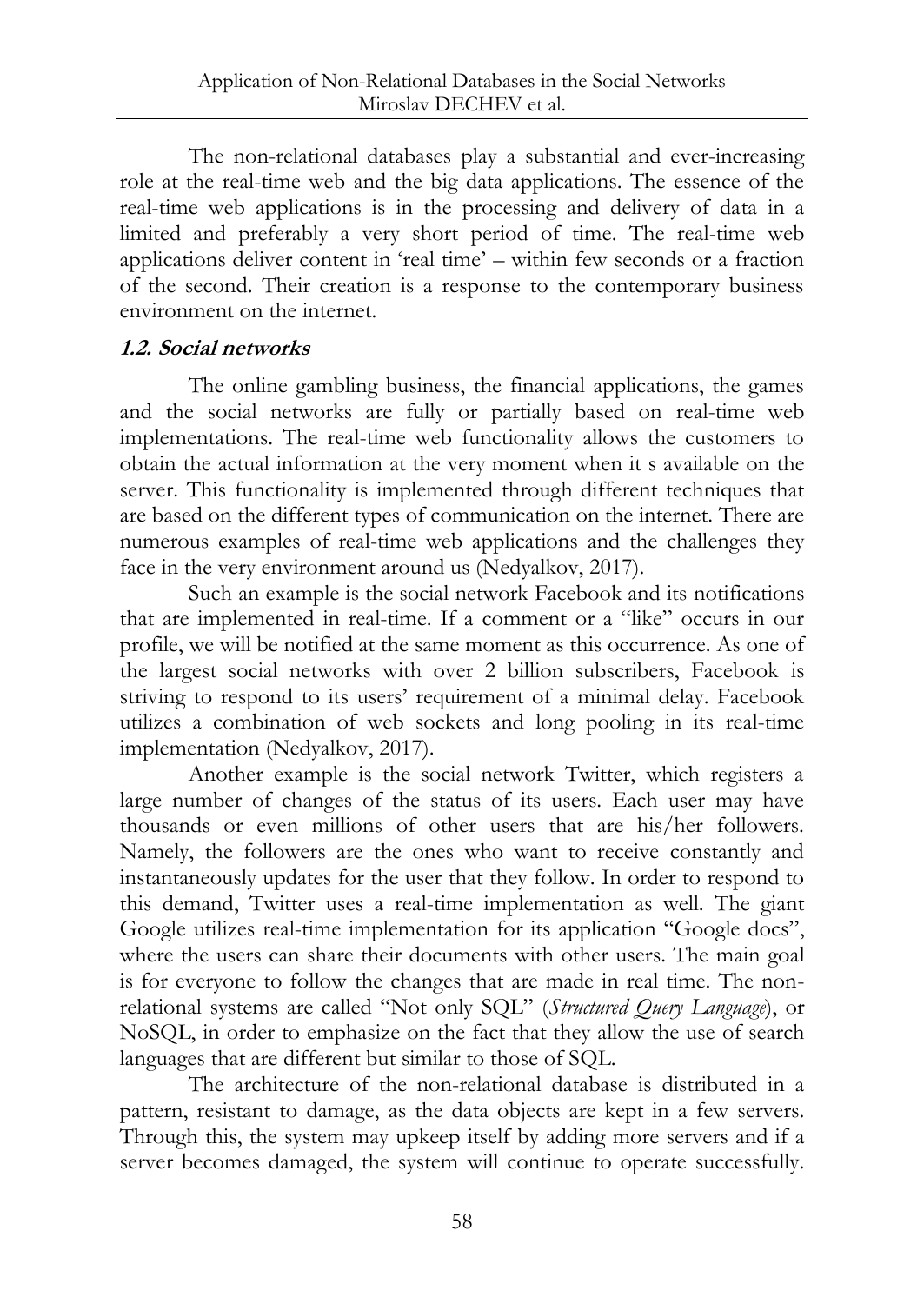The non-relational databases play a substantial and ever-increasing role at the real-time web and the big data applications. The essence of the real-time web applications is in the processing and delivery of data in a limited and preferably a very short period of time. The real-time web applications deliver content in 'real time' – within few seconds or a fraction of the second. Their creation is a response to the contemporary business environment on the internet.

### 1.2. Social networks

The online gambling business, the financial applications, the games and the social networks are fully or partially based on real-time web implementations. The real-time web functionality allows the customers to obtain the actual information at the very moment when it s available on the server. This functionality is implemented through different techniques that are based on the different types of communication on the internet. There are numerous examples of real-time web applications and the challenges they face in the very environment around us (Nedyalkov, 2017).

Such an example is the social network Facebook and its notifications that are implemented in real-time. If a comment or a "like" occurs in our profile, we will be notified at the same moment as this occurrence. As one of the largest social networks with over 2 billion subscribers, Facebook is striving to respond to its users' requirement of a minimal delay. Facebook utilizes a combination of web sockets and long pooling in its real-time implementation (Nedyalkov, 2017).

Another example is the social network Twitter, which registers a large number of changes of the status of its users. Each user may have thousands or even millions of other users that are his/her followers. Namely, the followers are the ones who want to receive constantly and instantaneously updates for the user that they follow. In order to respond to this demand, Twitter uses a real-time implementation as well. The giant Google utilizes real-time implementation for its application "Google docs", where the users can share their documents with other users. The main goal is for everyone to follow the changes that are made in real time. The non-relational systems are called "Not only SQL" (*Structured Query Language*), or NoSQL, in order to emphasize on the fact that they allow the use of search languages that are different but similar to those of SQL.

The architecture of the non-relational database is distributed in a pattern, resistant to damage, as the data objects are kept in a few servers. Through this, the system may upkeep itself by adding more servers and if a server becomes damaged, the system will continue to operate successfully.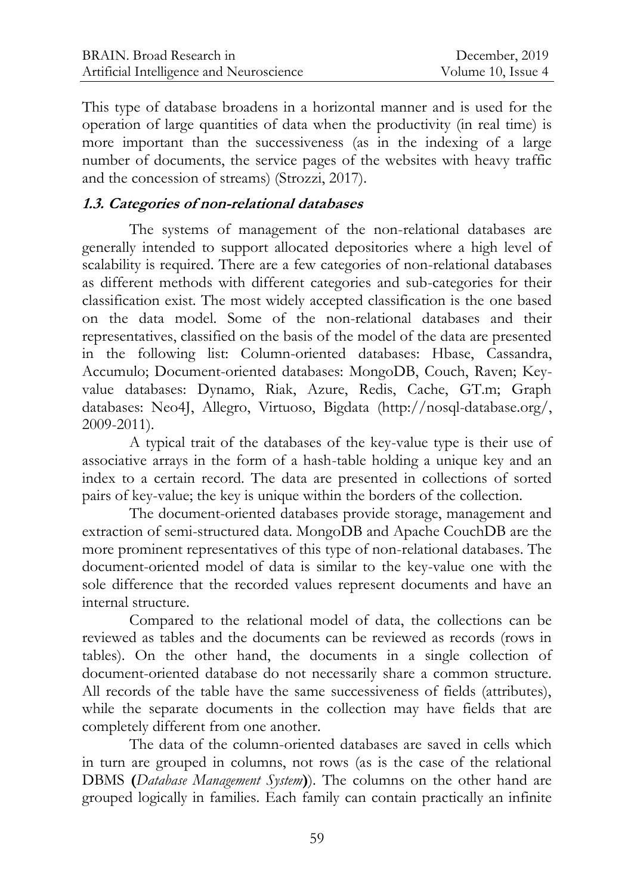This type of database broadens in a horizontal manner and is used for the operation of large quantities of data when the productivity (in real time) is more important than the successiveness (as in the indexing of a large number of documents, the service pages of the websites with heavy traffic and the concession of streams) (Strozzi, 2017).

### *1.3. Categories of non-relational databases*

The systems of management of the non-relational databases are generally intended to support allocated depositories where a high level of scalability is required. There are a few categories of non-relational databases as different methods with different categories and sub-categories for their classification exist. The most widely accepted classification is the one based on the data model. Some of the non-relational databases and their representatives, classified on the basis of the model of the data are presented in the following list: Column-oriented databases: Hbase, Cassandra, Accumulo; Document-oriented databases: MongoDB, Couch, Raven; Key-value databases: Dynamo, Riak, Azure, Redis, Cache, GT.m; Graph databases: Neo4J, Allegro, Virtuoso, Bigdata (http://nosql-database.org/, 2009-2011).

A typical trait of the databases of the key-value type is their use of associative arrays in the form of a hash-table holding a unique key and an index to a certain record. The data are presented in collections of sorted pairs of key-value; the key is unique within the borders of the collection.

The document-oriented databases provide storage, management and extraction of semi-structured data. MongoDB and Apache CouchDB are the more prominent representatives of this type of non-relational databases. The document-oriented model of data is similar to the key-value one with the sole difference that the recorded values represent documents and have an internal structure.

Compared to the relational model of data, the collections can be reviewed as tables and the documents can be reviewed as records (rows in tables). On the other hand, the documents in a single collection of document-oriented database do not necessarily share a common structure. All records of the table have the same successiveness of fields (attributes), while the separate documents in the collection may have fields that are completely different from one another.

The data of the column-oriented databases are saved in cells which in turn are grouped in columns, not rows (as is the case of the relational DBMS **(***Database Management System***)**). The columns on the other hand are grouped logically in families. Each family can contain practically an infinite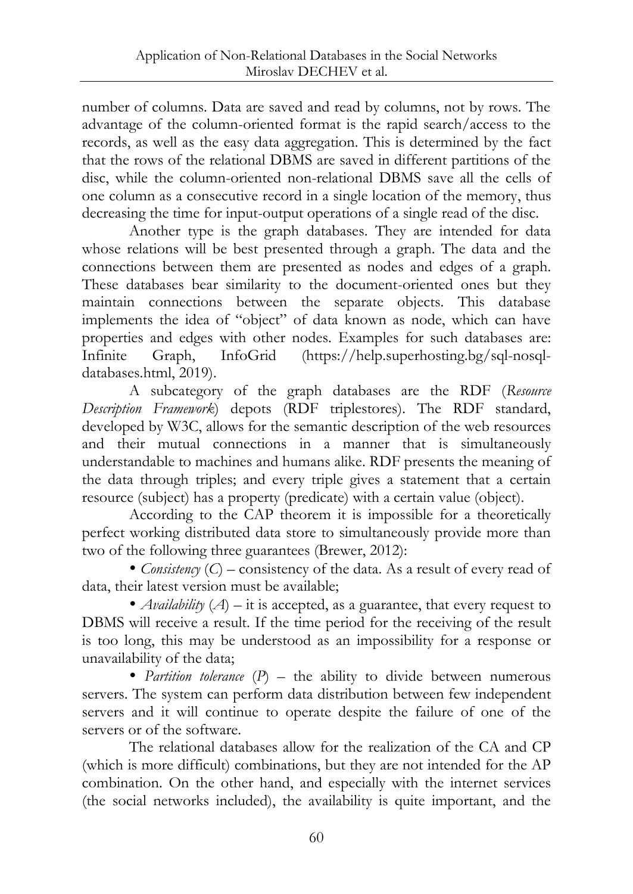number of columns. Data are saved and read by columns, not by rows. The advantage of the column-oriented format is the rapid search/access to the records, as well as the easy data aggregation. This is determined by the fact that the rows of the relational DBMS are saved in different partitions of the disc, while the column-oriented non-relational DBMS save all the cells of one column as a consecutive record in a single location of the memory, thus decreasing the time for input-output operations of a single read of the disc.

Another type is the graph databases. They are intended for data whose relations will be best presented through a graph. The data and the connections between them are presented as nodes and edges of a graph. These databases bear similarity to the document-oriented ones but they maintain connections between the separate objects. This database implements the idea of "object" of data known as node, which can have properties and edges with other nodes. Examples for such databases are: Infinite Graph, InfoGrid (https://help.superhosting.bg/sql-nosql-databases.html, 2019).

A subcategory of the graph databases are the RDF (*Resource Description Framework*) depots (RDF triplestores). The RDF standard, developed by W3C, allows for the semantic description of the web resources and their mutual connections in a manner that is simultaneously understandable to machines and humans alike. RDF presents the meaning of the data through triples; and every triple gives a statement that a certain resource (subject) has a property (predicate) with a certain value (object).

According to the CAP theorem it is impossible for a theoretically perfect working distributed data store to simultaneously provide more than two of the following three guarantees (Brewer, 2012):

- *Consistency* (*C*) – consistency of the data. As a result of every read of data, their latest version must be available;
- *Availability* (*A*) – it is accepted, as a guarantee, that every request to DBMS will receive a result. If the time period for the receiving of the result is too long, this may be understood as an impossibility for a response or unavailability of the data;
- *Partition tolerance* (*P*) – the ability to divide between numerous servers. The system can perform data distribution between few independent servers and it will continue to operate despite the failure of one of the servers or of the software.

The relational databases allow for the realization of the CA and CP (which is more difficult) combinations, but they are not intended for the AP combination. On the other hand, and especially with the internet services (the social networks included), the availability is quite important, and the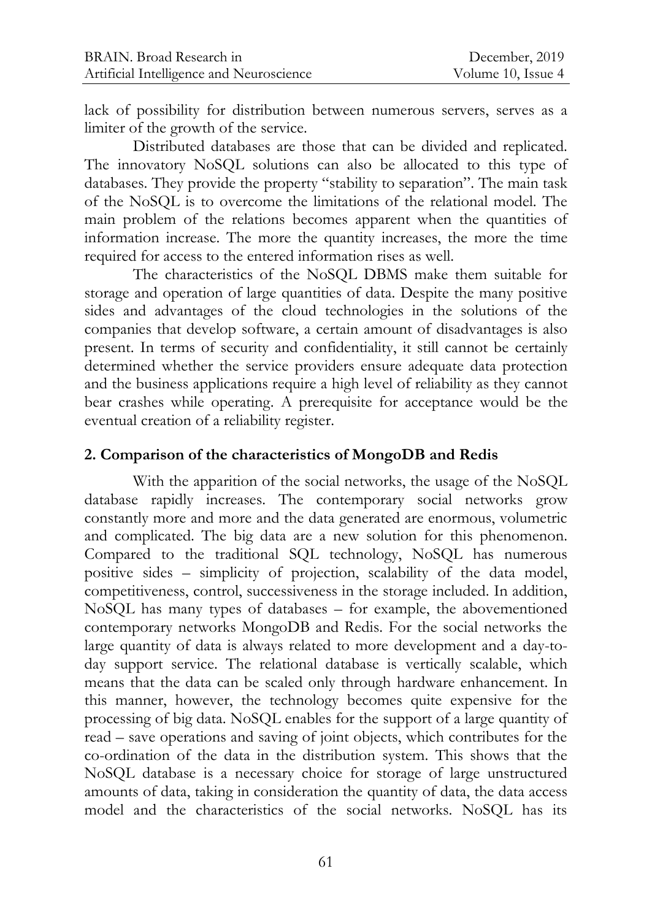lack of possibility for distribution between numerous servers, serves as a limiter of the growth of the service.

Distributed databases are those that can be divided and replicated. The innovatory NoSQL solutions can also be allocated to this type of databases. They provide the property "stability to separation". The main task of the NoSQL is to overcome the limitations of the relational model. The main problem of the relations becomes apparent when the quantities of information increase. The more the quantity increases, the more the time required for access to the entered information rises as well.

The characteristics of the NoSQL DBMS make them suitable for storage and operation of large quantities of data. Despite the many positive sides and advantages of the cloud technologies in the solutions of the companies that develop software, a certain amount of disadvantages is also present. In terms of security and confidentiality, it still cannot be certainly determined whether the service providers ensure adequate data protection and the business applications require a high level of reliability as they cannot bear crashes while operating. A prerequisite for acceptance would be the eventual creation of a reliability register.

## 2. Comparison of the characteristics of MongoDB and Redis

With the apparition of the social networks, the usage of the NoSQL database rapidly increases. The contemporary social networks grow constantly more and more and the data generated are enormous, volumetric and complicated. The big data are a new solution for this phenomenon. Compared to the traditional SQL technology, NoSQL has numerous positive sides – simplicity of projection, scalability of the data model, competitiveness, control, successiveness in the storage included. In addition, NoSQL has many types of databases – for example, the abovementioned contemporary networks MongoDB and Redis. For the social networks the large quantity of data is always related to more development and a day-to-day support service. The relational database is vertically scalable, which means that the data can be scaled only through hardware enhancement. In this manner, however, the technology becomes quite expensive for the processing of big data. NoSQL enables for the support of a large quantity of read – save operations and saving of joint objects, which contributes for the co-ordination of the data in the distribution system. This shows that the NoSQL database is a necessary choice for storage of large unstructured amounts of data, taking in consideration the quantity of data, the data access model and the characteristics of the social networks. NoSQL has its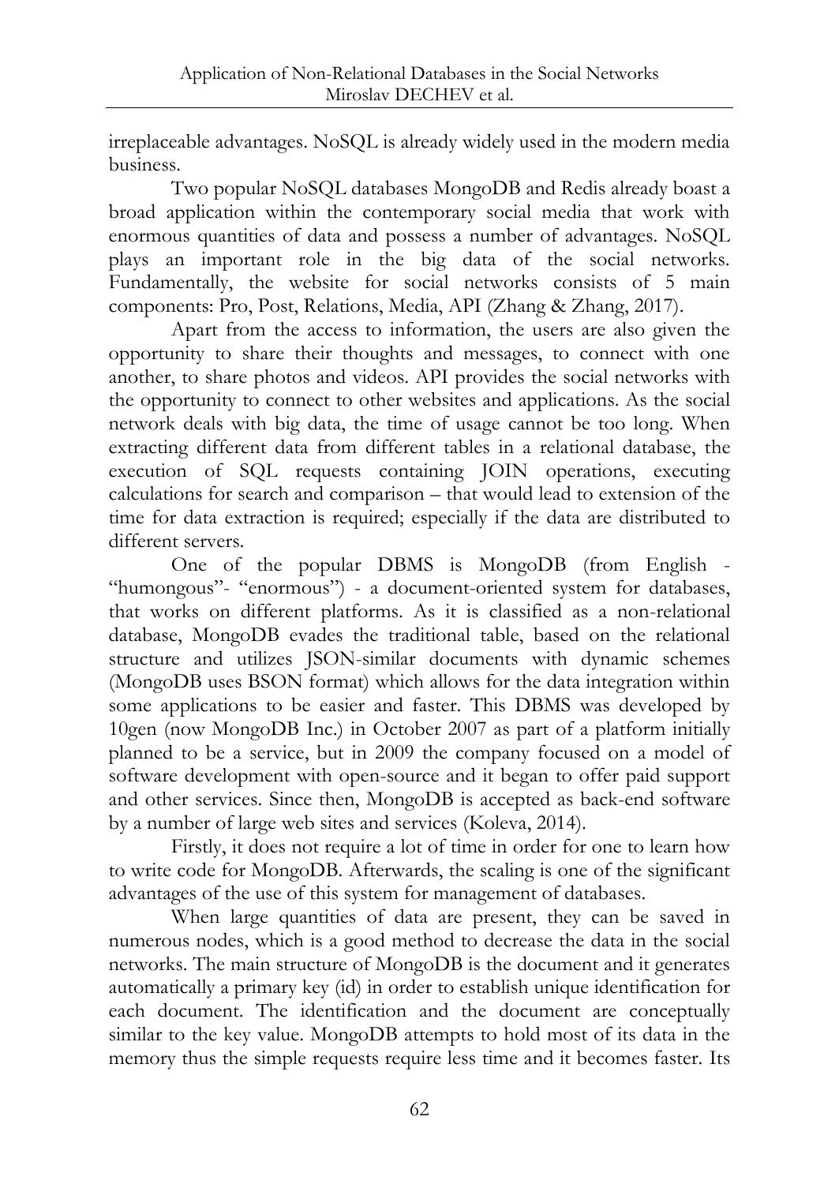irreplaceable advantages. NoSQL is already widely used in the modern media business.

Two popular NoSQL databases MongoDB and Redis already boast a broad application within the contemporary social media that work with enormous quantities of data and possess a number of advantages. NoSQL plays an important role in the big data of the social networks. Fundamentally, the website for social networks consists of 5 main components: Pro, Post, Relations, Media, API (Zhang & Zhang, 2017).

Apart from the access to information, the users are also given the opportunity to share their thoughts and messages, to connect with one another, to share photos and videos. API provides the social networks with the opportunity to connect to other websites and applications. As the social network deals with big data, the time of usage cannot be too long. When extracting different data from different tables in a relational database, the execution of SQL requests containing JOIN operations, executing calculations for search and comparison – that would lead to extension of the time for data extraction is required; especially if the data are distributed to different servers.

One of the popular DBMS is MongoDB (from English - "humongous"- "enormous") - a document-oriented system for databases, that works on different platforms. As it is classified as a non-relational database, MongoDB evades the traditional table, based on the relational structure and utilizes JSON-similar documents with dynamic schemes (MongoDB uses BSON format) which allows for the data integration within some applications to be easier and faster. This DBMS was developed by 10gen (now MongoDB Inc.) in October 2007 as part of a platform initially planned to be a service, but in 2009 the company focused on a model of software development with open-source and it began to offer paid support and other services. Since then, MongoDB is accepted as back-end software by a number of large web sites and services (Koleva, 2014).

Firstly, it does not require a lot of time in order for one to learn how to write code for MongoDB. Afterwards, the scaling is one of the significant advantages of the use of this system for management of databases.

When large quantities of data are present, they can be saved in numerous nodes, which is a good method to decrease the data in the social networks. The main structure of MongoDB is the document and it generates automatically a primary key (id) in order to establish unique identification for each document. The identification and the document are conceptually similar to the key value. MongoDB attempts to hold most of its data in the memory thus the simple requests require less time and it becomes faster. Its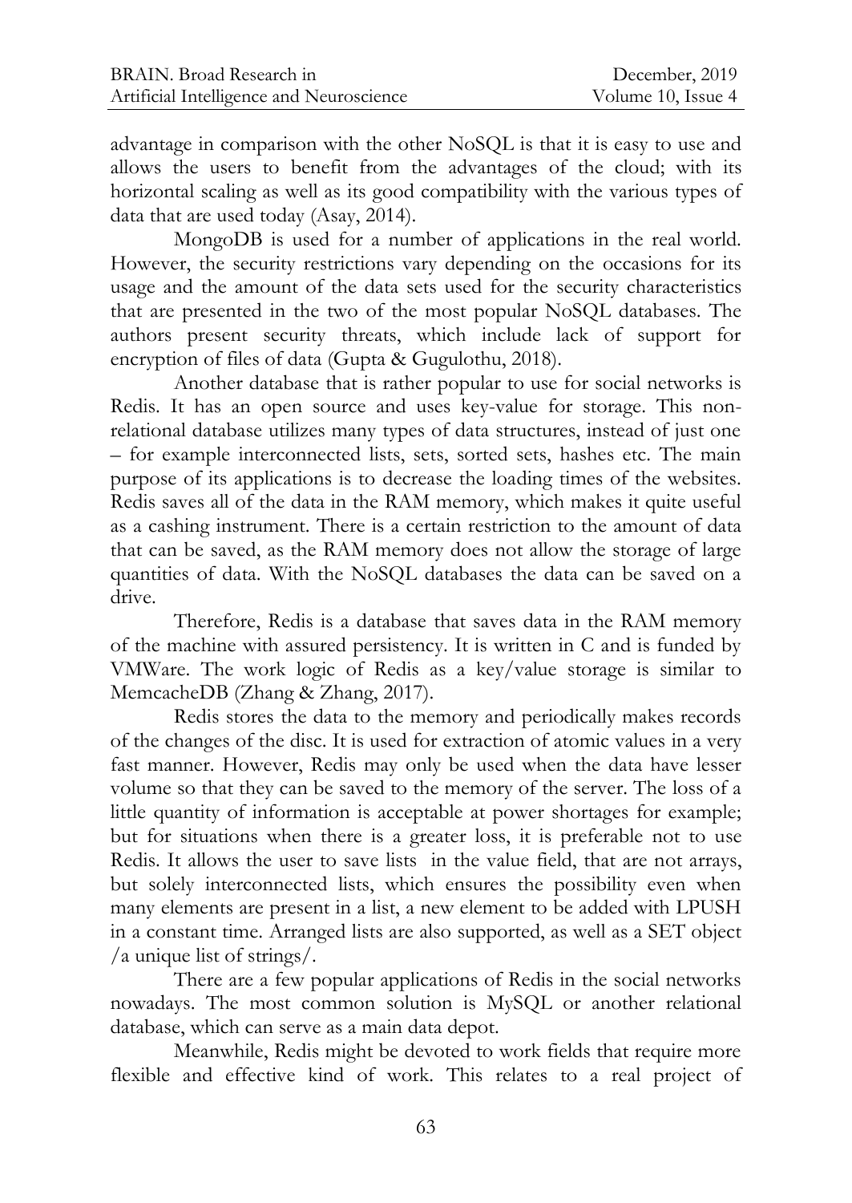advantage in comparison with the other NoSQL is that it is easy to use and allows the users to benefit from the advantages of the cloud; with its horizontal scaling as well as its good compatibility with the various types of data that are used today (Asay, 2014).

MongoDB is used for a number of applications in the real world. However, the security restrictions vary depending on the occasions for its usage and the amount of the data sets used for the security characteristics that are presented in the two of the most popular NoSQL databases. The authors present security threats, which include lack of support for encryption of files of data (Gupta & Gugulothu, 2018).

Another database that is rather popular to use for social networks is Redis. It has an open source and uses key-value for storage. This non-relational database utilizes many types of data structures, instead of just one – for example interconnected lists, sets, sorted sets, hashes etc. The main purpose of its applications is to decrease the loading times of the websites. Redis saves all of the data in the RAM memory, which makes it quite useful as a cashing instrument. There is a certain restriction to the amount of data that can be saved, as the RAM memory does not allow the storage of large quantities of data. With the NoSQL databases the data can be saved on a drive.

Therefore, Redis is a database that saves data in the RAM memory of the machine with assured persistency. It is written in C and is funded by VMWare. The work logic of Redis as a key/value storage is similar to MemcacheDB (Zhang & Zhang, 2017).

Redis stores the data to the memory and periodically makes records of the changes of the disc. It is used for extraction of atomic values in a very fast manner. However, Redis may only be used when the data have lesser volume so that they can be saved to the memory of the server. The loss of a little quantity of information is acceptable at power shortages for example; but for situations when there is a greater loss, it is preferable not to use Redis. It allows the user to save lists in the value field, that are not arrays, but solely interconnected lists, which ensures the possibility even when many elements are present in a list, a new element to be added with LPUSH in a constant time. Arranged lists are also supported, as well as a SET object /a unique list of strings/.

There are a few popular applications of Redis in the social networks nowadays. The most common solution is MySQL or another relational database, which can serve as a main data depot.

Meanwhile, Redis might be devoted to work fields that require more flexible and effective kind of work. This relates to a real project of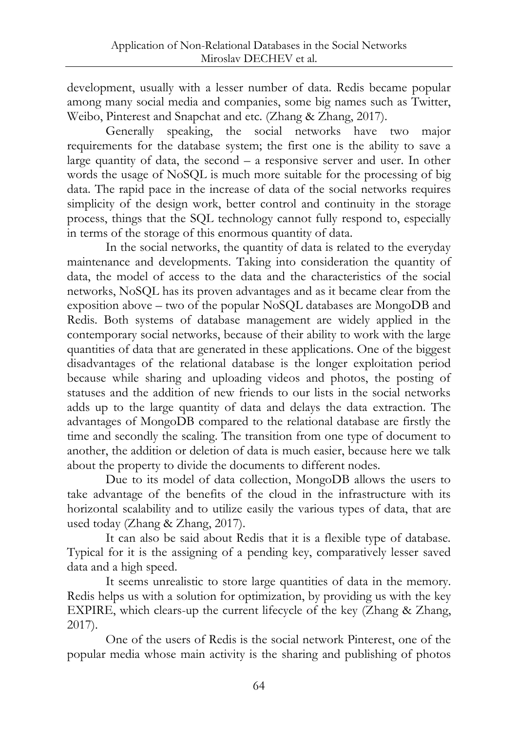development, usually with a lesser number of data. Redis became popular among many social media and companies, some big names such as Twitter, Weibo, Pinterest and Snapchat and etc. (Zhang & Zhang, 2017).

Generally speaking, the social networks have two major requirements for the database system; the first one is the ability to save a large quantity of data, the second – a responsive server and user. In other words the usage of NoSQL is much more suitable for the processing of big data. The rapid pace in the increase of data of the social networks requires simplicity of the design work, better control and continuity in the storage process, things that the SQL technology cannot fully respond to, especially in terms of the storage of this enormous quantity of data.

In the social networks, the quantity of data is related to the everyday maintenance and developments. Taking into consideration the quantity of data, the model of access to the data and the characteristics of the social networks, NoSQL has its proven advantages and as it became clear from the exposition above – two of the popular NoSQL databases are MongoDB and Redis. Both systems of database management are widely applied in the contemporary social networks, because of their ability to work with the large quantities of data that are generated in these applications. One of the biggest disadvantages of the relational database is the longer exploitation period because while sharing and uploading videos and photos, the posting of statuses and the addition of new friends to our lists in the social networks adds up to the large quantity of data and delays the data extraction. The advantages of MongoDB compared to the relational database are firstly the time and secondly the scaling. The transition from one type of document to another, the addition or deletion of data is much easier, because here we talk about the property to divide the documents to different nodes.

Due to its model of data collection, MongoDB allows the users to take advantage of the benefits of the cloud in the infrastructure with its horizontal scalability and to utilize easily the various types of data, that are used today (Zhang & Zhang, 2017).

It can also be said about Redis that it is a flexible type of database. Typical for it is the assigning of a pending key, comparatively lesser saved data and a high speed.

It seems unrealistic to store large quantities of data in the memory. Redis helps us with a solution for optimization, by providing us with the key EXPIRE, which clears-up the current lifecycle of the key (Zhang & Zhang, 2017).

One of the users of Redis is the social network Pinterest, one of the popular media whose main activity is the sharing and publishing of photos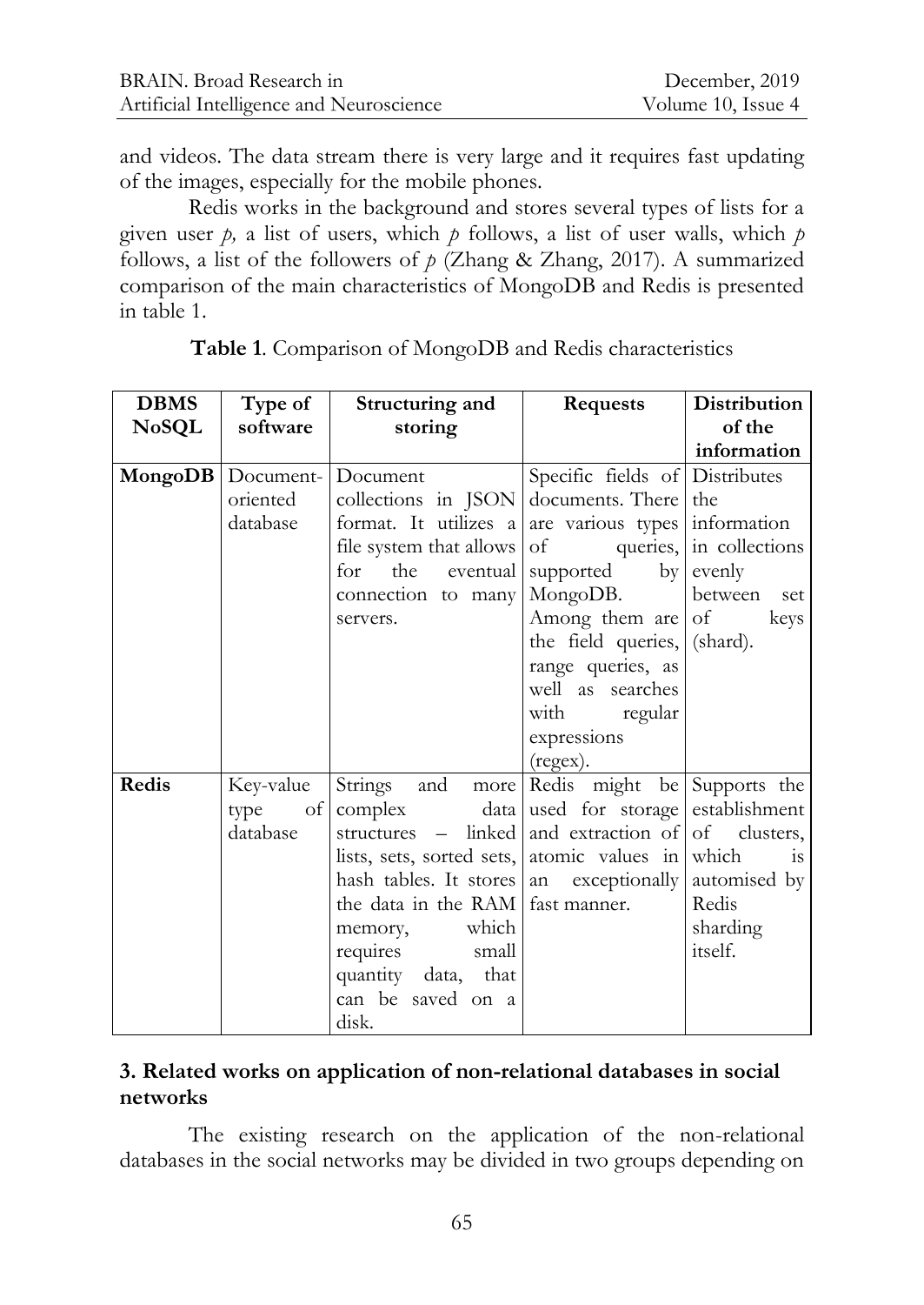and videos. The data stream there is very large and it requires fast updating of the images, especially for the mobile phones.

Redis works in the background and stores several types of lists for a given user *p,* a list of users, which *p* follows, a list of user walls, which *p* follows, a list of the followers of *p* (Zhang & Zhang, 2017). A summarized comparison of the main characteristics of MongoDB and Redis is presented in table 1.

**Table 1**. Comparison of MongoDB and Redis characteristics

| DBMS NoSQL | Type of software | Structuring and storing | Requests | Distribution of the information |
|---|---|---|---|---|
| **MongoDB** | Document-oriented database | Document collections in JSON format. It utilizes a file system that allows for the eventual connection to many servers. | Specific fields of documents. There are various types of queries, supported by MongoDB. Among them are the field queries, range queries, as well as searches with regular expressions (regex). | Distributes the information in collections evenly between set of keys (shard). |
| **Redis** | Key-value type of database | Strings and more complex data structures – linked lists, sets, sorted sets, hash tables. It stores the data in the RAM memory, which requires small quantity data, that can be saved on a disk. | Redis might be used for storage and extraction of atomic values in an exceptionally fast manner. | Supports the establishment of clusters, which is automised by Redis sharding itself. |

## 3. Related works on application of non-relational databases in social networks

The existing research on the application of the non-relational databases in the social networks may be divided in two groups depending on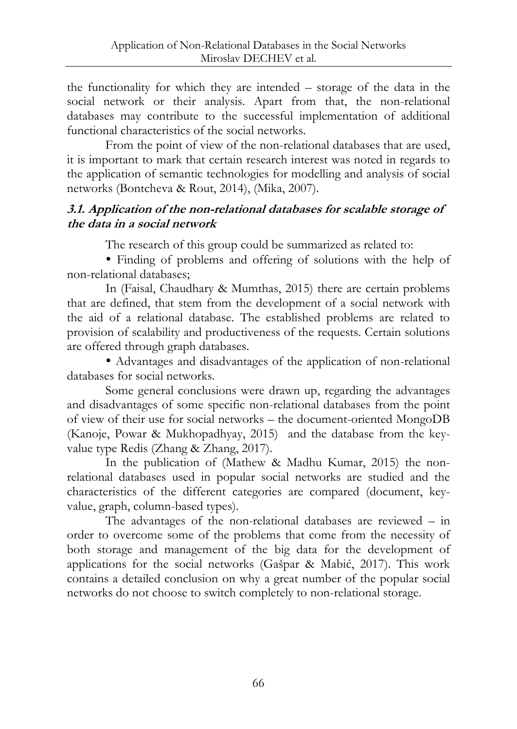the functionality for which they are intended – storage of the data in the social network or their analysis. Apart from that, the non-relational databases may contribute to the successful implementation of additional functional characteristics of the social networks.

From the point of view of the non-relational databases that are used, it is important to mark that certain research interest was noted in regards to the application of semantic technologies for modelling and analysis of social networks (Bontcheva & Rout, 2014), (Mika, 2007).

### *3.1. Application of the non-relational databases for scalable storage of the data in a social network*

The research of this group could be summarized as related to:

• Finding of problems and offering of solutions with the help of non-relational databases;

In (Faisal, Chaudhary & Mumthas, 2015) there are certain problems that are defined, that stem from the development of a social network with the aid of a relational database. The established problems are related to provision of scalability and productiveness of the requests. Certain solutions are offered through graph databases.

• Advantages and disadvantages of the application of non-relational databases for social networks.

Some general conclusions were drawn up, regarding the advantages and disadvantages of some specific non-relational databases from the point of view of their use for social networks – the document-oriented MongoDB (Kanoje, Powar & Mukhopadhyay, 2015) and the database from the key-value type Redis (Zhang & Zhang, 2017).

In the publication of (Mathew & Madhu Kumar, 2015) the non-relational databases used in popular social networks are studied and the characteristics of the different categories are compared (document, key-value, graph, column-based types).

The advantages of the non-relational databases are reviewed – in order to overcome some of the problems that come from the necessity of both storage and management of the big data for the development of applications for the social networks (Gašpar & Mabić, 2017). This work contains a detailed conclusion on why a great number of the popular social networks do not choose to switch completely to non-relational storage.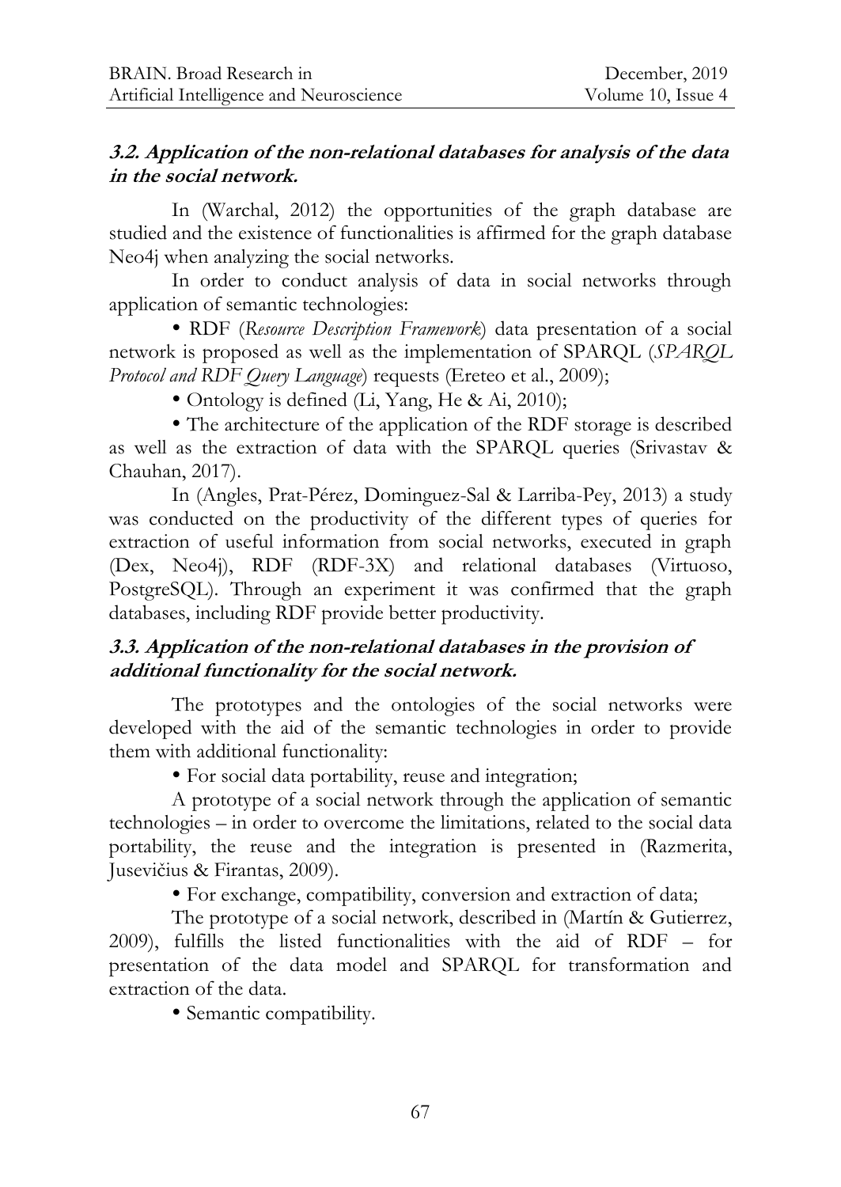### *3.2. Application of the non-relational databases for analysis of the data in the social network.*

In (Warchal, 2012) the opportunities of the graph database are studied and the existence of functionalities is affirmed for the graph database Neo4j when analyzing the social networks.

In order to conduct analysis of data in social networks through application of semantic technologies:

- RDF (*Resource Description Framework*) data presentation of a social network is proposed as well as the implementation of SPARQL (*SPARQL Protocol and RDF Query Language*) requests (Ereteo et al., 2009);
- Ontology is defined (Li, Yang, He & Ai, 2010);
- The architecture of the application of the RDF storage is described as well as the extraction of data with the SPARQL queries (Srivastav & Chauhan, 2017).

In (Angles, Prat-Pérez, Dominguez-Sal & Larriba-Pey, 2013) a study was conducted on the productivity of the different types of queries for extraction of useful information from social networks, executed in graph (Dex, Neo4j), RDF (RDF-3X) and relational databases (Virtuoso, PostgreSQL). Through an experiment it was confirmed that the graph databases, including RDF provide better productivity.

### *3.3. Application of the non-relational databases in the provision of additional functionality for the social network.*

The prototypes and the ontologies of the social networks were developed with the aid of the semantic technologies in order to provide them with additional functionality:

- For social data portability, reuse and integration;

A prototype of a social network through the application of semantic technologies – in order to overcome the limitations, related to the social data portability, the reuse and the integration is presented in (Razmerita, Jusevičius & Firantas, 2009).

- For exchange, compatibility, conversion and extraction of data;

The prototype of a social network, described in (Martín & Gutierrez, 2009), fulfills the listed functionalities with the aid of RDF – for presentation of the data model and SPARQL for transformation and extraction of the data.

- Semantic compatibility.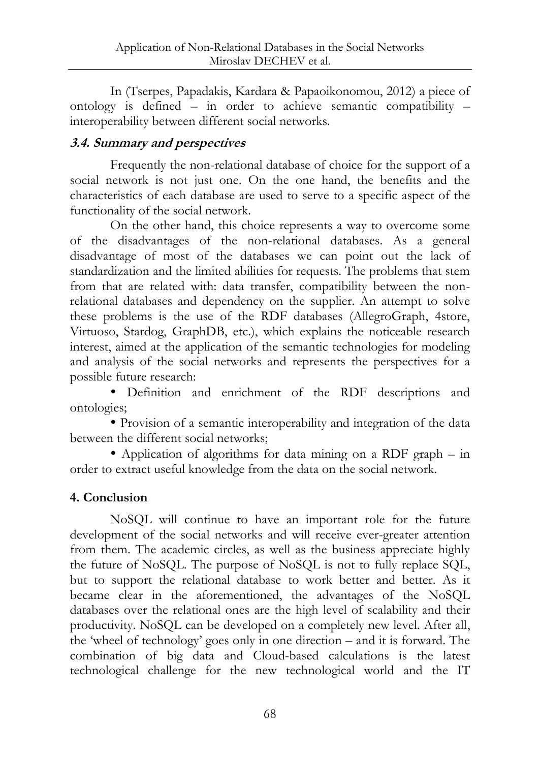In (Tserpes, Papadakis, Kardara & Papaoikonomou, 2012) a piece of ontology is defined – in order to achieve semantic compatibility – interoperability between different social networks.

### *3.4. Summary and perspectives*

Frequently the non-relational database of choice for the support of a social network is not just one. On the one hand, the benefits and the characteristics of each database are used to serve to a specific aspect of the functionality of the social network.

On the other hand, this choice represents a way to overcome some of the disadvantages of the non-relational databases. As a general disadvantage of most of the databases we can point out the lack of standardization and the limited abilities for requests. The problems that stem from that are related with: data transfer, compatibility between the non-relational databases and dependency on the supplier. An attempt to solve these problems is the use of the RDF databases (AllegroGraph, 4store, Virtuoso, Stardog, GraphDB, etc.), which explains the noticeable research interest, aimed at the application of the semantic technologies for modeling and analysis of the social networks and represents the perspectives for a possible future research:

- Definition and enrichment of the RDF descriptions and ontologies;
- Provision of a semantic interoperability and integration of the data between the different social networks;
- Application of algorithms for data mining on a RDF graph – in order to extract useful knowledge from the data on the social network.

## 4. Conclusion

NoSQL will continue to have an important role for the future development of the social networks and will receive ever-greater attention from them. The academic circles, as well as the business appreciate highly the future of NoSQL. The purpose of NoSQL is not to fully replace SQL, but to support the relational database to work better and better. As it became clear in the aforementioned, the advantages of the NoSQL databases over the relational ones are the high level of scalability and their productivity. NoSQL can be developed on a completely new level. After all, the 'wheel of technology' goes only in one direction – and it is forward. The combination of big data and Cloud-based calculations is the latest technological challenge for the new technological world and the IT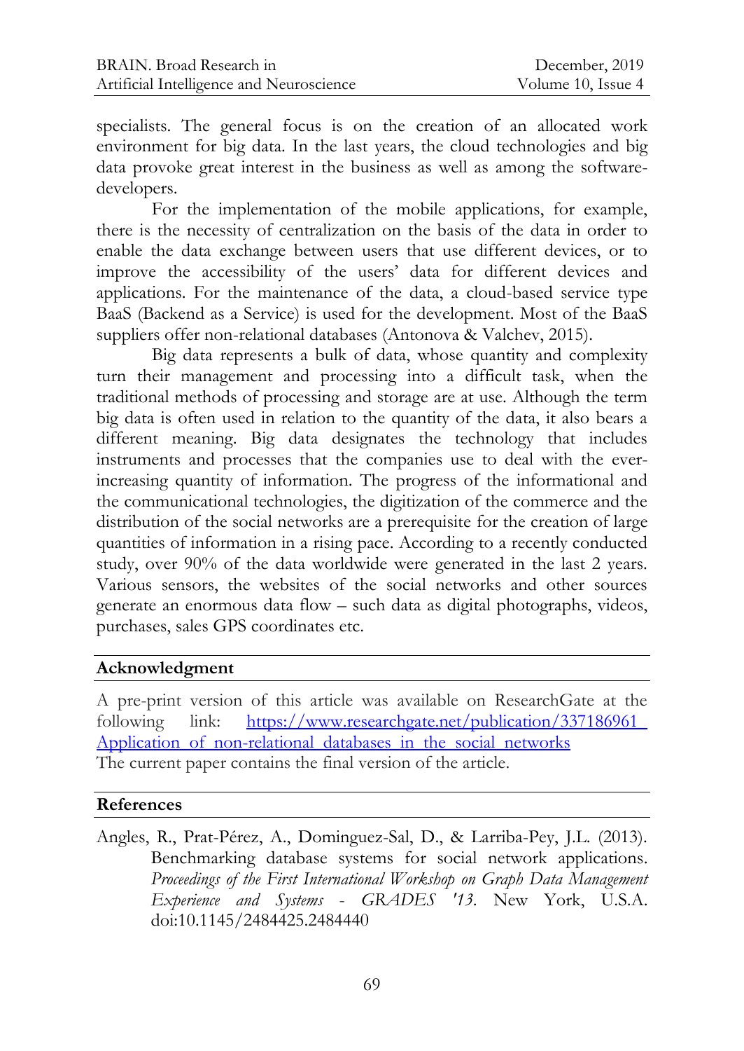specialists. The general focus is on the creation of an allocated work environment for big data. In the last years, the cloud technologies and big data provoke great interest in the business as well as among the software-developers.

For the implementation of the mobile applications, for example, there is the necessity of centralization on the basis of the data in order to enable the data exchange between users that use different devices, or to improve the accessibility of the users' data for different devices and applications. For the maintenance of the data, a cloud-based service type BaaS (Backend as a Service) is used for the development. Most of the BaaS suppliers offer non-relational databases (Antonova & Valchev, 2015).

Big data represents a bulk of data, whose quantity and complexity turn their management and processing into a difficult task, when the traditional methods of processing and storage are at use. Although the term big data is often used in relation to the quantity of the data, it also bears a different meaning. Big data designates the technology that includes instruments and processes that the companies use to deal with the ever-increasing quantity of information. The progress of the informational and the communicational technologies, the digitization of the commerce and the distribution of the social networks are a prerequisite for the creation of large quantities of information in a rising pace. According to a recently conducted study, over 90% of the data worldwide were generated in the last 2 years. Various sensors, the websites of the social networks and other sources generate an enormous data flow – such data as digital photographs, videos, purchases, sales GPS coordinates etc.

## Acknowledgment

A pre-print version of this article was available on ResearchGate at the following link: [https://www.researchgate.net/publication/337186961_Application_of_non-relational_databases_in_the_social_networks](https://www.researchgate.net/publication/337186961_Application_of_non-relational_databases_in_the_social_networks)
The current paper contains the final version of the article.

## References

Angles, R., Prat-Pérez, A., Dominguez-Sal, D., & Larriba-Pey, J.L. (2013). Benchmarking database systems for social network applications. *Proceedings of the First International Workshop on Graph Data Management Experience and Systems - GRADES '13*. New York, U.S.A. doi:10.1145/2484425.2484440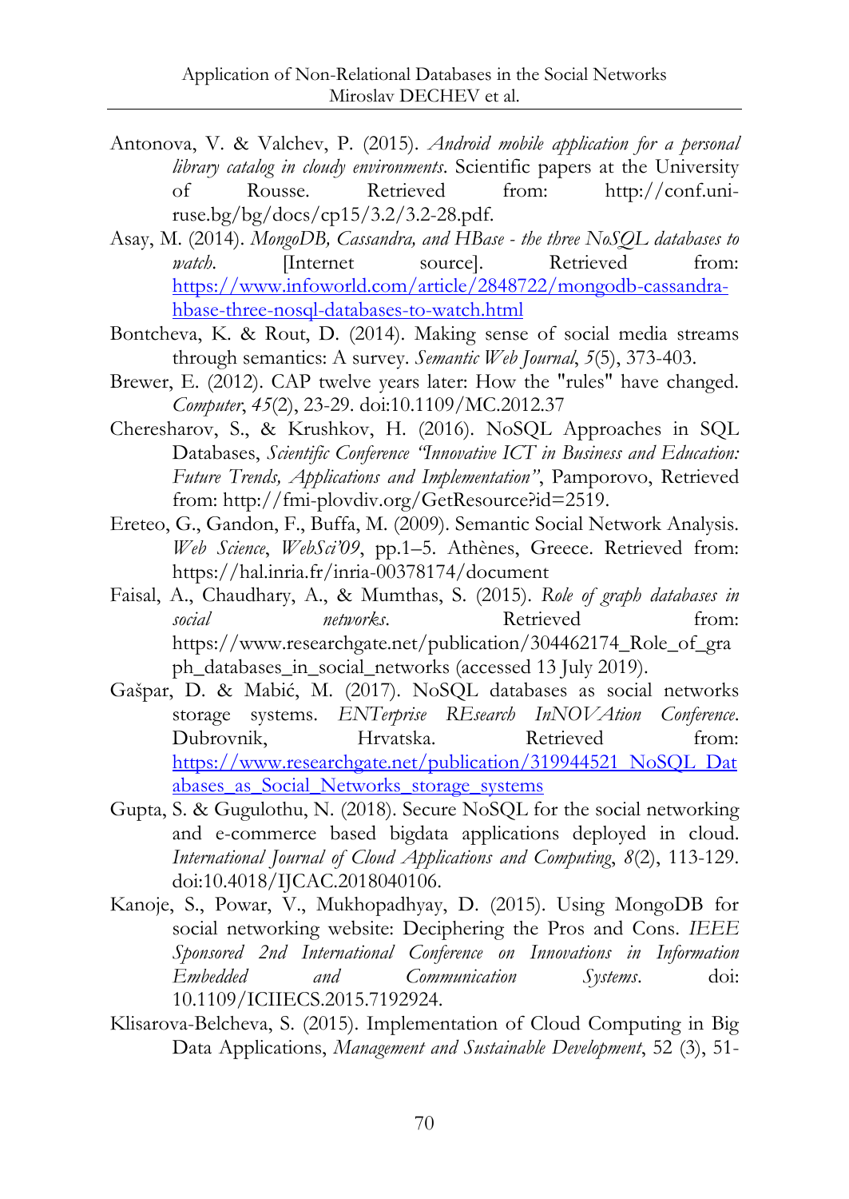Antonova, V. & Valchev, P. (2015). *Android mobile application for a personal library catalog in cloudy environments*. Scientific papers at the University of Rousse. Retrieved from: http://conf.uni-ruse.bg/bg/docs/cp15/3.2/3.2-28.pdf.

Asay, M. (2014). *MongoDB, Cassandra, and HBase - the three NoSQL databases to watch.* [Internet source]. Retrieved from: https://www.infoworld.com/article/2848722/mongodb-cassandra-hbase-three-nosql-databases-to-watch.html

Bontcheva, K. & Rout, D. (2014). Making sense of social media streams through semantics: A survey. *Semantic Web Journal*, *5*(5), 373-403.

Brewer, E. (2012). CAP twelve years later: How the "rules" have changed. *Computer*, *45*(2), 23-29. doi:10.1109/MC.2012.37

Cheresharov, S., & Krushkov, H. (2016). NoSQL Approaches in SQL Databases, *Scientific Conference "Innovative ICT in Business and Education: Future Trends, Applications and Implementation"*, Pamporovo, Retrieved from: http://fmi-plovdiv.org/GetResource?id=2519.

Ereteo, G., Gandon, F., Buffa, M. (2009). Semantic Social Network Analysis. *Web Science*, *WebSci'09*, pp.1–5. Athènes, Greece. Retrieved from: https://hal.inria.fr/inria-00378174/document

Faisal, A., Chaudhary, A., & Mumthas, S. (2015). *Role of graph databases in social networks*. Retrieved from: https://www.researchgate.net/publication/304462174_Role_of_graph_databases_in_social_networks (accessed 13 July 2019).

Gašpar, D. & Mabić, M. (2017). NoSQL databases as social networks storage systems. *ENTerprise REsearch InNOVAtion Conference*. Dubrovnik, Hrvatska. Retrieved from: https://www.researchgate.net/publication/319944521_NoSQL_Databases_as_Social_Networks_storage_systems

Gupta, S. & Gugulothu, N. (2018). Secure NoSQL for the social networking and e-commerce based bigdata applications deployed in cloud. *International Journal of Cloud Applications and Computing*, *8*(2), 113-129. doi:10.4018/IJCAC.2018040106.

Kanoje, S., Powar, V., Mukhopadhyay, D. (2015). Using MongoDB for social networking website: Deciphering the Pros and Cons. *IEEE Sponsored 2nd International Conference on Innovations in Information Embedded and Communication Systems*. doi: 10.1109/ICIIECS.2015.7192924.

Klisarova-Belcheva, S. (2015). Implementation of Cloud Computing in Big Data Applications, *Management and Sustainable Development*, 52 (3), 51-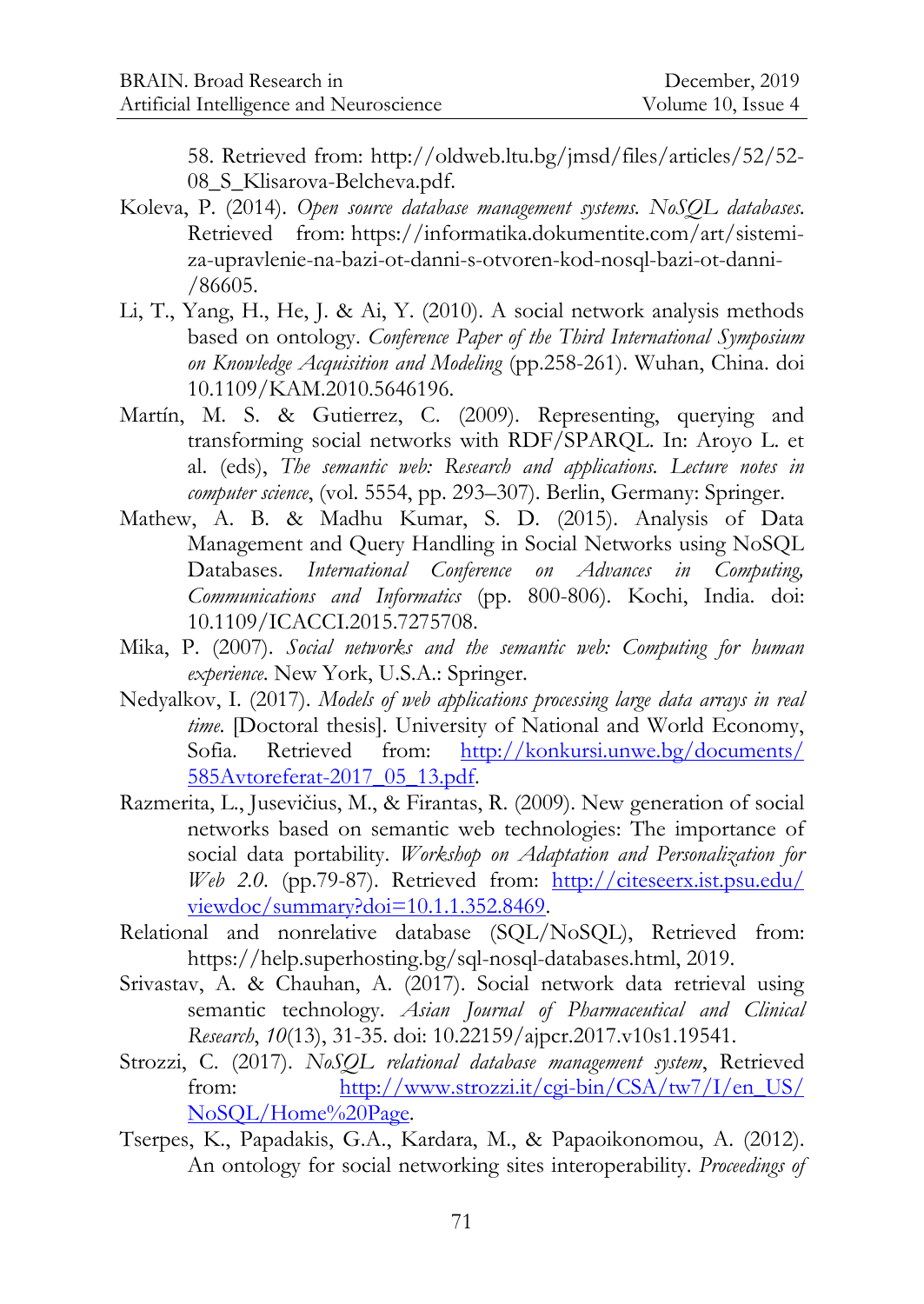58. Retrieved from: http://oldweb.ltu.bg/jmsd/files/articles/52/52-08_S_Klisarova-Belcheva.pdf.

Koleva, P. (2014). *Open source database management systems. NoSQL databases*. Retrieved from: https://informatika.dokumentite.com/art/sistemi-za-upravlenie-na-bazi-ot-danni-s-otvoren-kod-nosql-bazi-ot-danni-/86605.

Li, T., Yang, H., He, J. & Ai, Y. (2010). A social network analysis methods based on ontology. *Conference Paper of the Third International Symposium on Knowledge Acquisition and Modeling* (pp.258-261). Wuhan, China. doi 10.1109/KAM.2010.5646196.

Martín, M. S. & Gutierrez, C. (2009). Representing, querying and transforming social networks with RDF/SPARQL. In: Aroyo L. et al. (eds), *The semantic web: Research and applications. Lecture notes in computer science*, (vol. 5554, pp. 293–307). Berlin, Germany: Springer.

Mathew, A. B. & Madhu Kumar, S. D. (2015). Analysis of Data Management and Query Handling in Social Networks using NoSQL Databases. *International Conference on Advances in Computing, Communications and Informatics* (pp. 800-806). Kochi, India. doi: 10.1109/ICACCI.2015.7275708.

Mika, P. (2007). *Social networks and the semantic web: Computing for human experience*. New York, U.S.A.: Springer.

Nedyalkov, I. (2017). *Models of web applications processing large data arrays in real time*. [Doctoral thesis]. University of National and World Economy, Sofia. Retrieved from: http://konkursi.unwe.bg/documents/585Avtoreferat-2017_05_13.pdf.

Razmerita, L., Jusevičius, M., & Firantas, R. (2009). New generation of social networks based on semantic web technologies: The importance of social data portability. *Workshop on Adaptation and Personalization for Web 2.0*. (pp.79-87). Retrieved from: http://citeseerx.ist.psu.edu/viewdoc/summary?doi=10.1.1.352.8469.

Relational and nonrelative database (SQL/NoSQL), Retrieved from: https://help.superhosting.bg/sql-nosql-databases.html, 2019.

Srivastav, A. & Chauhan, A. (2017). Social network data retrieval using semantic technology. *Asian Journal of Pharmaceutical and Clinical Research*, *10*(13), 31-35. doi: 10.22159/ajpcr.2017.v10s1.19541.

Strozzi, C. (2017). *NoSQL relational database management system*, Retrieved from: http://www.strozzi.it/cgi-bin/CSA/tw7/I/en_US/NoSQL/Home%20Page.

Tserpes, K., Papadakis, G.A., Kardara, M., & Papaoikonomou, A. (2012). An ontology for social networking sites interoperability. *Proceedings of*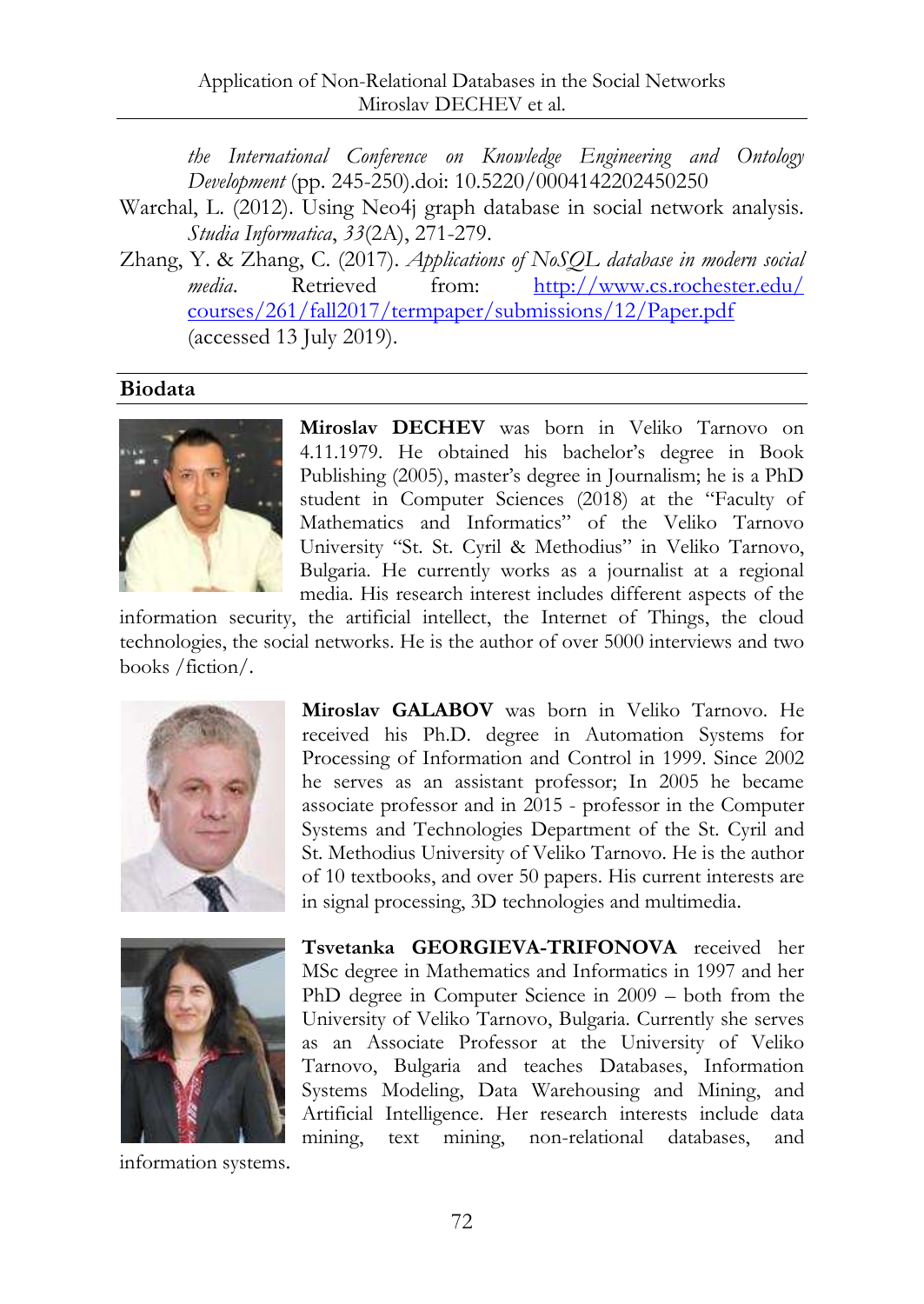*the International Conference on Knowledge Engineering and Ontology Development* (pp. 245-250).doi: 10.5220/0004142202450250

Warchal, L. (2012). Using Neo4j graph database in social network analysis. *Studia Informatica*, *33*(2A), 271-279.

Zhang, Y. & Zhang, C. (2017). *Applications of NoSQL database in modern social media*. Retrieved from: [http://www.cs.rochester.edu/courses/261/fall2017/termpaper/submissions/12/Paper.pdf](http://www.cs.rochester.edu/courses/261/fall2017/termpaper/submissions/12/Paper.pdf) (accessed 13 July 2019).

## Biodata

**Miroslav DECHEV** was born in Veliko Tarnovo on 4.11.1979. He obtained his bachelor's degree in Book Publishing (2005), master's degree in Journalism; he is a PhD student in Computer Sciences (2018) at the "Faculty of Mathematics and Informatics" of the Veliko Tarnovo University "St. St. Cyril & Methodius" in Veliko Tarnovo, Bulgaria. He currently works as a journalist at a regional media. His research interest includes different aspects of the information security, the artificial intellect, the Internet of Things, the cloud technologies, the social networks. He is the author of over 5000 interviews and two books /fiction/.

**Miroslav GALABOV** was born in Veliko Tarnovo. He received his Ph.D. degree in Automation Systems for Processing of Information and Control in 1999. Since 2002 he serves as an assistant professor; In 2005 he became associate professor and in 2015 - professor in the Computer Systems and Technologies Department of the St. Cyril and St. Methodius University of Veliko Tarnovo. He is the author of 10 textbooks, and over 50 papers. His current interests are in signal processing, 3D technologies and multimedia.

**Tsvetanka GEORGIEVA-TRIFONOVA** received her MSc degree in Mathematics and Informatics in 1997 and her PhD degree in Computer Science in 2009 – both from the University of Veliko Tarnovo, Bulgaria. Currently she serves as an Associate Professor at the University of Veliko Tarnovo, Bulgaria and teaches Databases, Information Systems Modeling, Data Warehousing and Mining, and Artificial Intelligence. Her research interests include data mining, text mining, non-relational databases, and information systems.